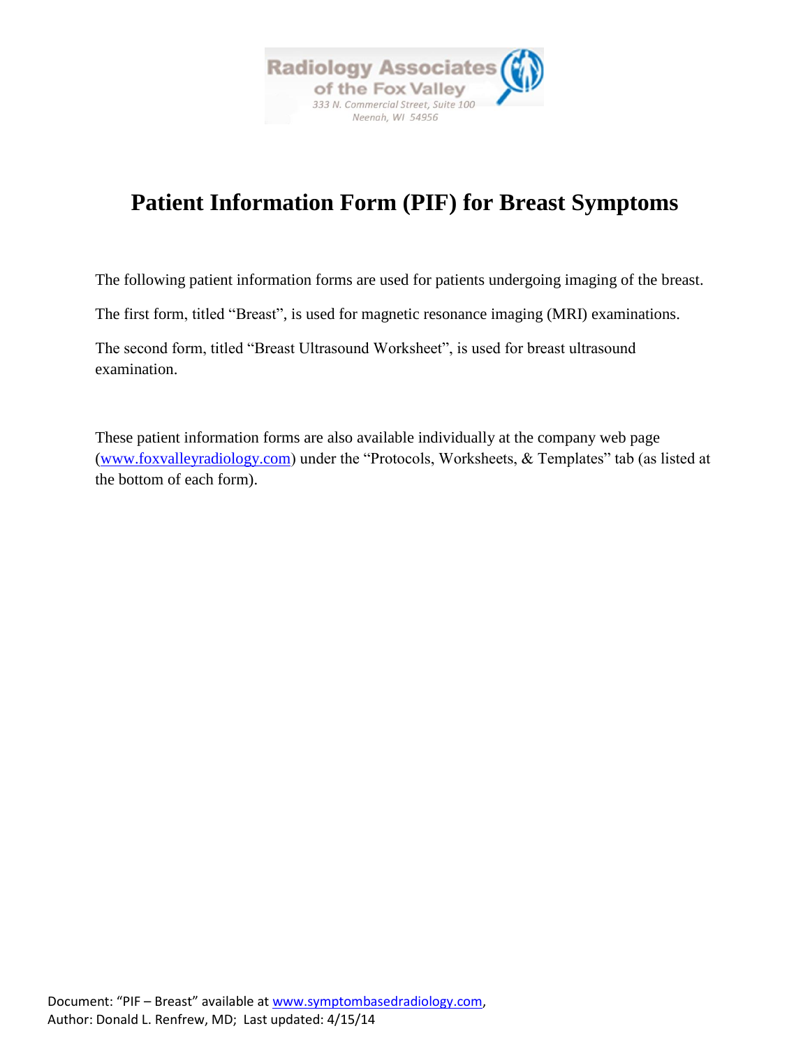Radiology Associates of the Fox Valley
333 N. Commercial Street, Suite 100
Neenah, WI 54956

# Patient Information Form (PIF) for Breast Symptoms

The following patient information forms are used for patients undergoing imaging of the breast.

The first form, titled "Breast", is used for magnetic resonance imaging (MRI) examinations.

The second form, titled "Breast Ultrasound Worksheet", is used for breast ultrasound examination.

These patient information forms are also available individually at the company web page (www.foxvalleyradiology.com) under the "Protocols, Worksheets, & Templates" tab (as listed at the bottom of each form).

Document: "PIF – Breast" available at www.symptombasedradiology.com,
Author: Donald L. Renfrew, MD; Last updated: 4/15/14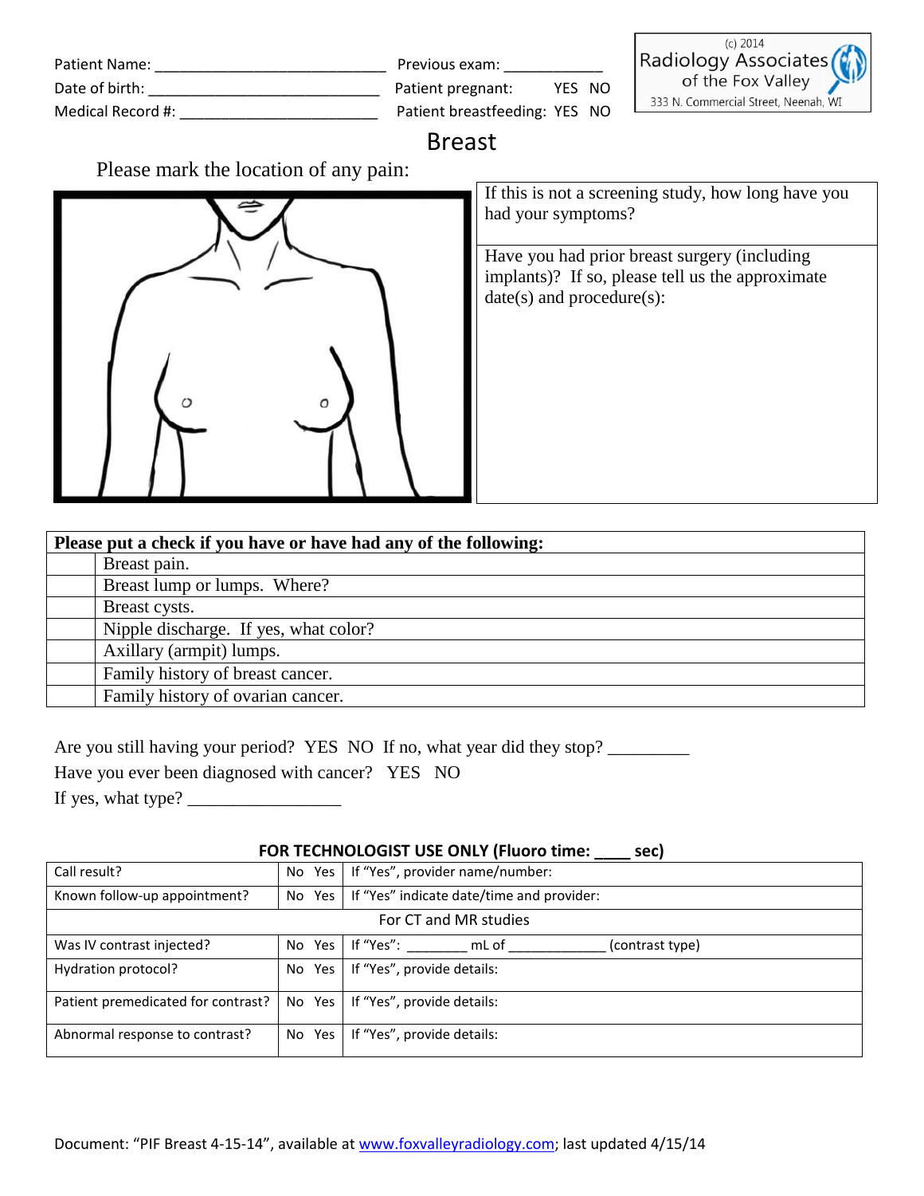Patient Name: ____________________________ Previous exam: ____________

Date of birth: ____________________________ Patient pregnant: YES NO

Medical Record #: ________________________ Patient breastfeeding: YES NO

(c) 2014
Radiology Associates of the Fox Valley
333 N. Commercial Street, Neenah, WI

# Breast

Please mark the location of any pain:

If this is not a screening study, how long have you had your symptoms?

Have you had prior breast surgery (including implants)? If so, please tell us the approximate date(s) and procedure(s):

| | Please put a check if you have or have had any of the following: |
|---|---|
| | Breast pain. |
| | Breast lump or lumps. Where? |
| | Breast cysts. |
| | Nipple discharge. If yes, what color? |
| | Axillary (armpit) lumps. |
| | Family history of breast cancer. |
| | Family history of ovarian cancer. |

Are you still having your period? YES NO If no, what year did they stop? _________

Have you ever been diagnosed with cancer? YES NO

If yes, what type? _________________

**FOR TECHNOLOGIST USE ONLY (Fluoro time: ____ sec)**

| | | |
|---|---|---|
| Call result? | No Yes | If "Yes", provider name/number: |
| Known follow-up appointment? | No Yes | If "Yes" indicate date/time and provider: |
| For CT and MR studies | | |
| Was IV contrast injected? | No Yes | If "Yes": ________ mL of _____________ (contrast type) |
| Hydration protocol? | No Yes | If "Yes", provide details: |
| Patient premedicated for contrast? | No Yes | If "Yes", provide details: |
| Abnormal response to contrast? | No Yes | If "Yes", provide details: |

Document: "PIF Breast 4-15-14", available at www.foxvalleyradiology.com; last updated 4/15/14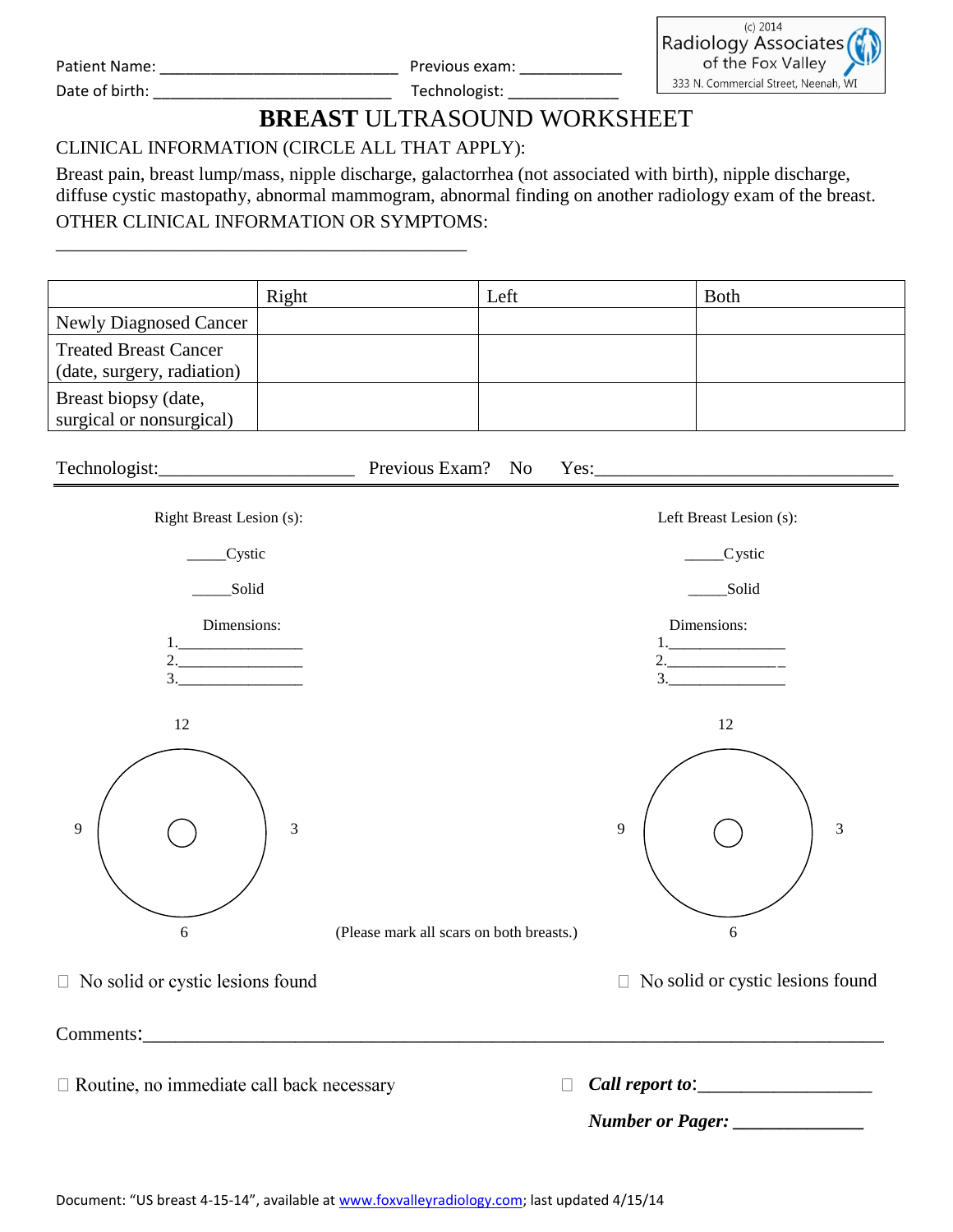Patient Name: ____________________________ Previous exam: ____________

Date of birth: ____________________________ Technologist: _____________

(c) 2014 Radiology Associates of the Fox Valley
333 N. Commercial Street, Neenah, WI

# **BREAST** ULTRASOUND WORKSHEET

CLINICAL INFORMATION (CIRCLE ALL THAT APPLY):

Breast pain, breast lump/mass, nipple discharge, galactorrhea (not associated with birth), nipple discharge, diffuse cystic mastopathy, abnormal mammogram, abnormal finding on another radiology exam of the breast.

OTHER CLINICAL INFORMATION OR SYMPTOMS:

_____________________________________________

| | Right | Left | Both |
|---|---|---|---|
| Newly Diagnosed Cancer | | | |
| Treated Breast Cancer (date, surgery, radiation) | | | |
| Breast biopsy (date, surgical or nonsurgical) | | | |

Technologist:_____________________ Previous Exam? No Yes:________________________________

Right Breast Lesion (s):

_____Cystic

_____Solid

Dimensions:
1._______________
2._______________
3._______________

12

9 3

6

Left Breast Lesion (s):

_____Cystic

_____Solid

Dimensions:
1._______________
2._______________
3._______________

12

9 3

6

(Please mark all scars on both breasts.)

☐ No solid or cystic lesions found

☐ No solid or cystic lesions found

Comments:________________________________________________________________________________

☐ Routine, no immediate call back necessary

☐ ***Call report to***:__________________

***Number or Pager:*** ______________

Document: "US breast 4-15-14", available at www.foxvalleyradiology.com; last updated 4/15/14